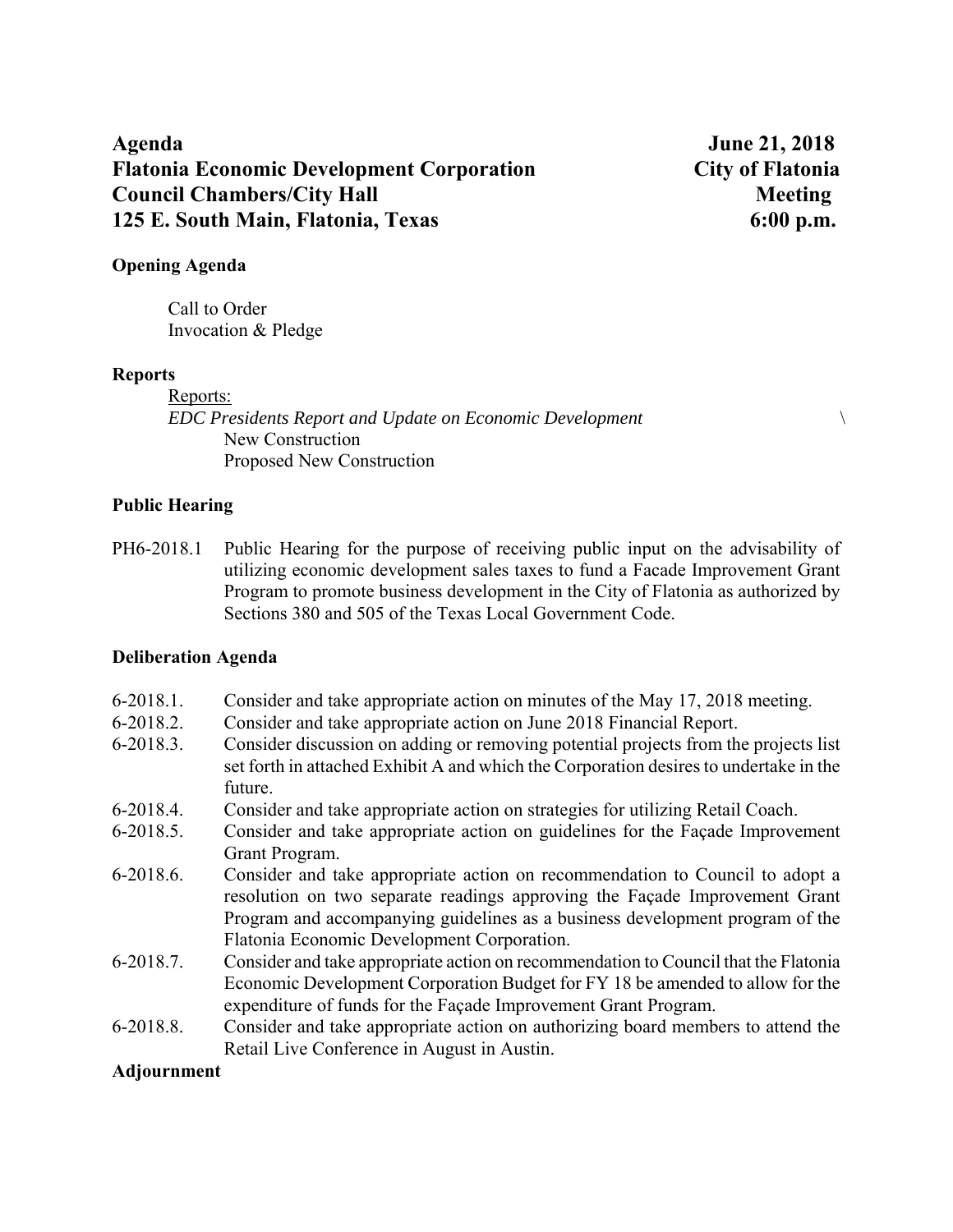**Agenda** **June 21, 2018**
**Flatonia Economic Development Corporation** **City of Flatonia**
**Council Chambers/City Hall** **Meeting**
**125 E. South Main, Flatonia, Texas** **6:00 p.m.**

**Opening Agenda**

Call to Order
Invocation & Pledge

**Reports**

Reports:
*EDC Presidents Report and Update on Economic Development* \
New Construction
Proposed New Construction

**Public Hearing**

PH6-2018.1 Public Hearing for the purpose of receiving public input on the advisability of utilizing economic development sales taxes to fund a Facade Improvement Grant Program to promote business development in the City of Flatonia as authorized by Sections 380 and 505 of the Texas Local Government Code.

**Deliberation Agenda**

6-2018.1. Consider and take appropriate action on minutes of the May 17, 2018 meeting.

6-2018.2. Consider and take appropriate action on June 2018 Financial Report.

6-2018.3. Consider discussion on adding or removing potential projects from the projects list set forth in attached Exhibit A and which the Corporation desires to undertake in the future.

6-2018.4. Consider and take appropriate action on strategies for utilizing Retail Coach.

6-2018.5. Consider and take appropriate action on guidelines for the Façade Improvement Grant Program.

6-2018.6. Consider and take appropriate action on recommendation to Council to adopt a resolution on two separate readings approving the Façade Improvement Grant Program and accompanying guidelines as a business development program of the Flatonia Economic Development Corporation.

6-2018.7. Consider and take appropriate action on recommendation to Council that the Flatonia Economic Development Corporation Budget for FY 18 be amended to allow for the expenditure of funds for the Façade Improvement Grant Program.

6-2018.8. Consider and take appropriate action on authorizing board members to attend the Retail Live Conference in August in Austin.

**Adjournment**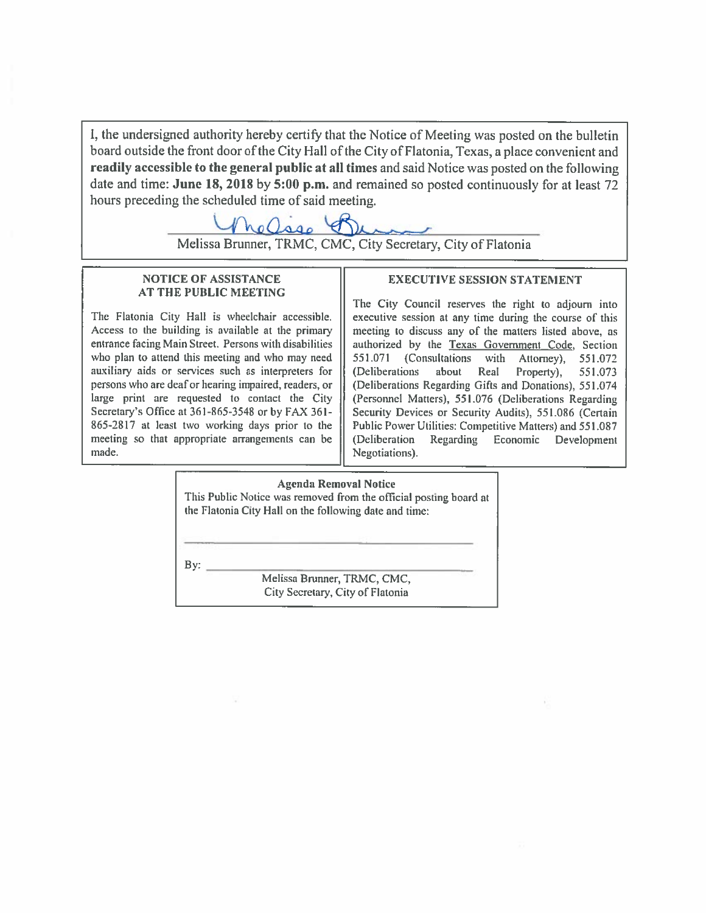I, the undersigned authority hereby certify that the Notice of Meeting was posted on the bulletin board outside the front door of the City Hall of the City of Flatonia, Texas, a place convenient and **readily accessible to the general public at all times** and said Notice was posted on the following date and time: **June 18, 2018** by **5:00 p.m.** and remained so posted continuously for at least 72 hours preceding the scheduled time of said meeting.

Melissa Brunner, TRMC, CMC, City Secretary, City of Flatonia

**NOTICE OF ASSISTANCE AT THE PUBLIC MEETING**

The Flatonia City Hall is wheelchair accessible. Access to the building is available at the primary entrance facing Main Street. Persons with disabilities who plan to attend this meeting and who may need auxiliary aids or services such as interpreters for persons who are deaf or hearing impaired, readers, or large print are requested to contact the City Secretary's Office at 361-865-3548 or by FAX 361-865-2817 at least two working days prior to the meeting so that appropriate arrangements can be made.

**EXECUTIVE SESSION STATEMENT**

The City Council reserves the right to adjourn into executive session at any time during the course of this meeting to discuss any of the matters listed above, as authorized by the Texas Government Code, Section 551.071 (Consultations with Attorney), 551.072 (Deliberations about Real Property), 551.073 (Deliberations Regarding Gifts and Donations), 551.074 (Personnel Matters), 551.076 (Deliberations Regarding Security Devices or Security Audits), 551.086 (Certain Public Power Utilities: Competitive Matters) and 551.087 (Deliberation Regarding Economic Development Negotiations).

**Agenda Removal Notice**

This Public Notice was removed from the official posting board at the Flatonia City Hall on the following date and time:

______________________________

By: ______________________________

Melissa Brunner, TRMC, CMC,
City Secretary, City of Flatonia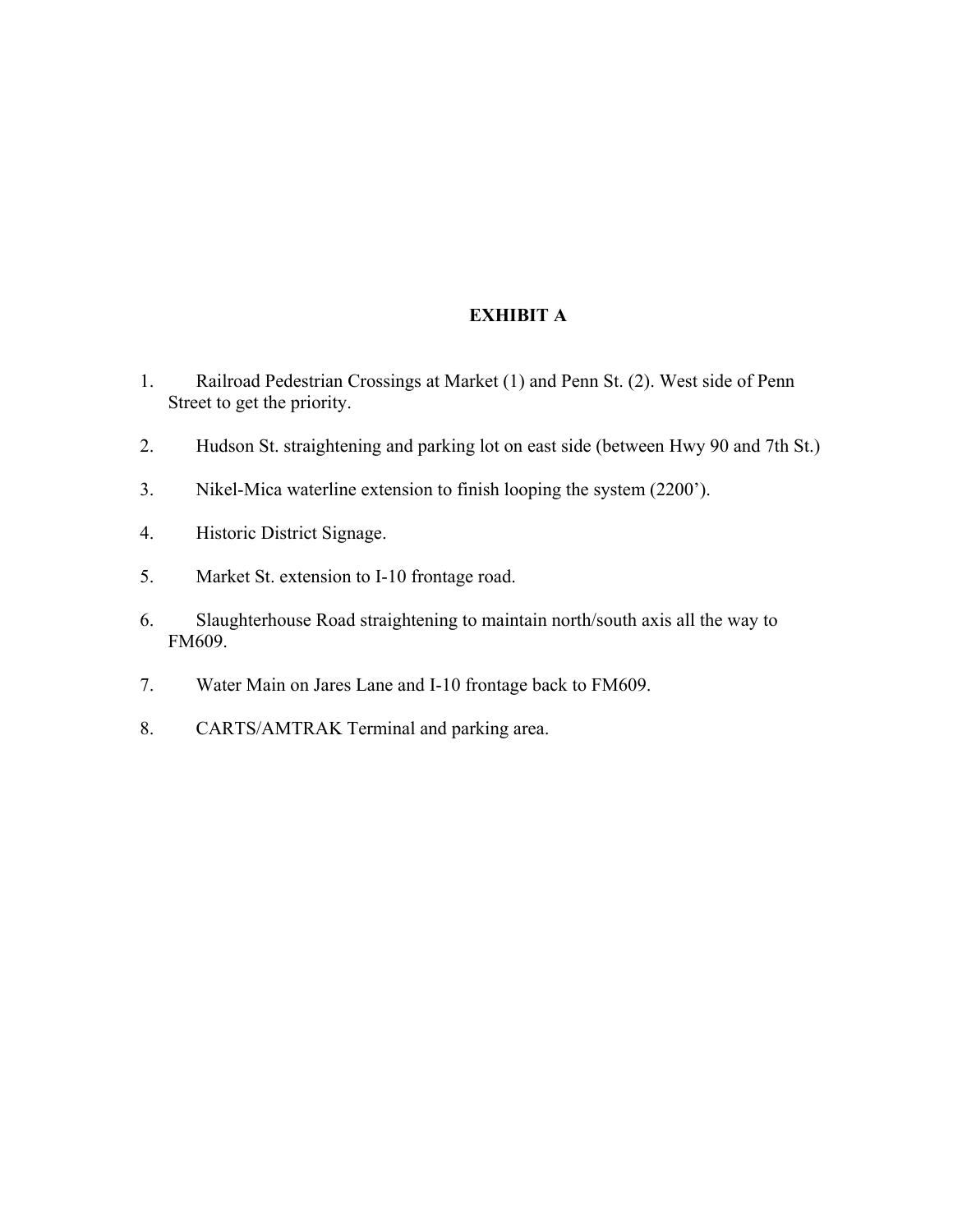**EXHIBIT A**

1. Railroad Pedestrian Crossings at Market (1) and Penn St. (2). West side of Penn Street to get the priority.

2. Hudson St. straightening and parking lot on east side (between Hwy 90 and 7th St.)

3. Nikel-Mica waterline extension to finish looping the system (2200').

4. Historic District Signage.

5. Market St. extension to I-10 frontage road.

6. Slaughterhouse Road straightening to maintain north/south axis all the way to FM609.

7. Water Main on Jares Lane and I-10 frontage back to FM609.

8. CARTS/AMTRAK Terminal and parking area.